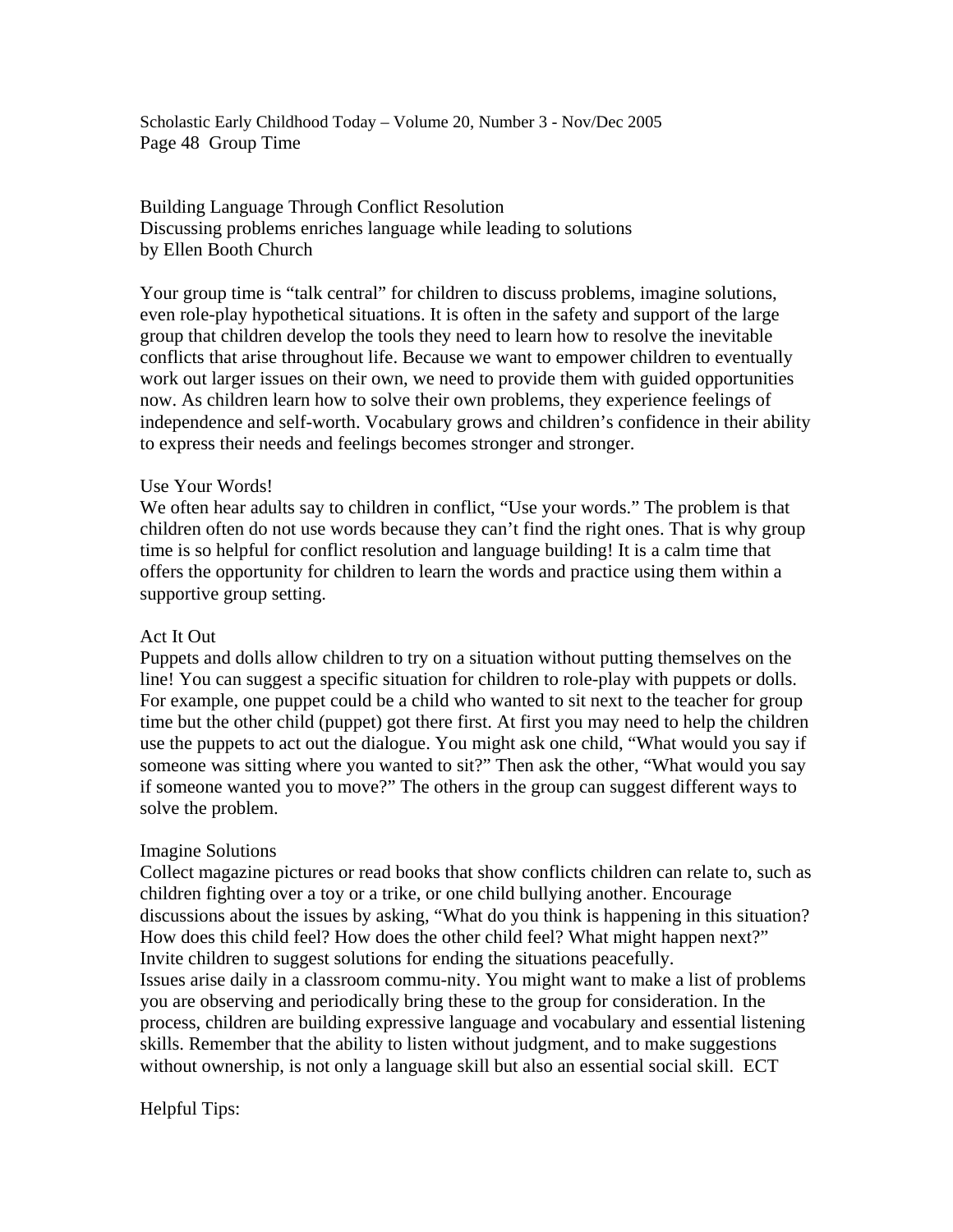Scholastic Early Childhood Today – Volume 20, Number 3 - Nov/Dec 2005
Page 48 Group Time

# Building Language Through Conflict Resolution

Discussing problems enriches language while leading to solutions
by Ellen Booth Church

Your group time is "talk central" for children to discuss problems, imagine solutions, even role-play hypothetical situations. It is often in the safety and support of the large group that children develop the tools they need to learn how to resolve the inevitable conflicts that arise throughout life. Because we want to empower children to eventually work out larger issues on their own, we need to provide them with guided opportunities now. As children learn how to solve their own problems, they experience feelings of independence and self-worth. Vocabulary grows and children's confidence in their ability to express their needs and feelings becomes stronger and stronger.

## Use Your Words!

We often hear adults say to children in conflict, "Use your words." The problem is that children often do not use words because they can't find the right ones. That is why group time is so helpful for conflict resolution and language building! It is a calm time that offers the opportunity for children to learn the words and practice using them within a supportive group setting.

## Act It Out

Puppets and dolls allow children to try on a situation without putting themselves on the line! You can suggest a specific situation for children to role-play with puppets or dolls. For example, one puppet could be a child who wanted to sit next to the teacher for group time but the other child (puppet) got there first. At first you may need to help the children use the puppets to act out the dialogue. You might ask one child, "What would you say if someone was sitting where you wanted to sit?" Then ask the other, "What would you say if someone wanted you to move?" The others in the group can suggest different ways to solve the problem.

## Imagine Solutions

Collect magazine pictures or read books that show conflicts children can relate to, such as children fighting over a toy or a trike, or one child bullying another. Encourage discussions about the issues by asking, "What do you think is happening in this situation? How does this child feel? How does the other child feel? What might happen next?" Invite children to suggest solutions for ending the situations peacefully.

Issues arise daily in a classroom commu-nity. You might want to make a list of problems you are observing and periodically bring these to the group for consideration. In the process, children are building expressive language and vocabulary and essential listening skills. Remember that the ability to listen without judgment, and to make suggestions without ownership, is not only a language skill but also an essential social skill. ECT

Helpful Tips: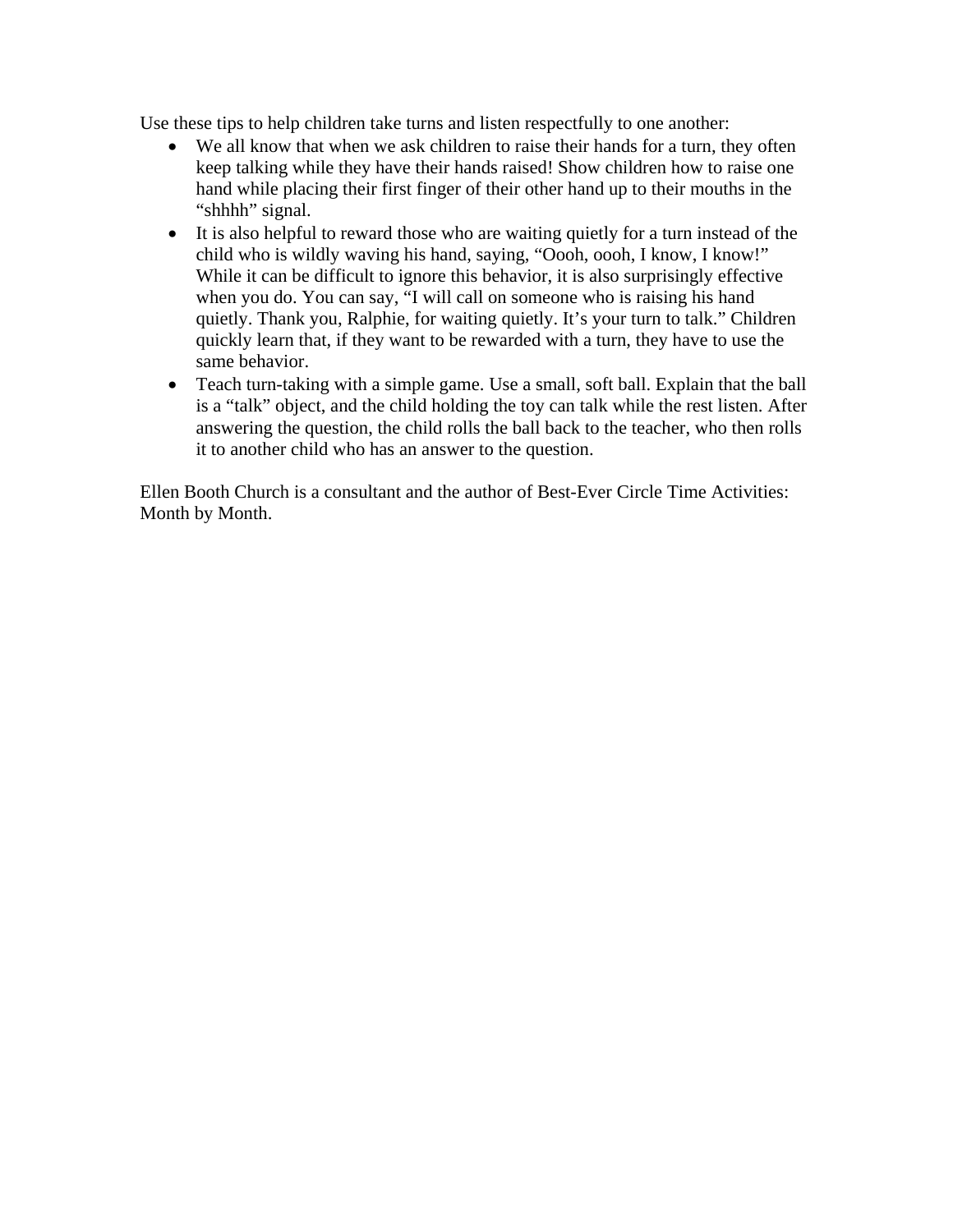Use these tips to help children take turns and listen respectfully to one another:

- We all know that when we ask children to raise their hands for a turn, they often keep talking while they have their hands raised! Show children how to raise one hand while placing their first finger of their other hand up to their mouths in the "shhhh" signal.
- It is also helpful to reward those who are waiting quietly for a turn instead of the child who is wildly waving his hand, saying, "Oooh, oooh, I know, I know!" While it can be difficult to ignore this behavior, it is also surprisingly effective when you do. You can say, "I will call on someone who is raising his hand quietly. Thank you, Ralphie, for waiting quietly. It's your turn to talk." Children quickly learn that, if they want to be rewarded with a turn, they have to use the same behavior.
- Teach turn-taking with a simple game. Use a small, soft ball. Explain that the ball is a "talk" object, and the child holding the toy can talk while the rest listen. After answering the question, the child rolls the ball back to the teacher, who then rolls it to another child who has an answer to the question.

Ellen Booth Church is a consultant and the author of Best-Ever Circle Time Activities: Month by Month.